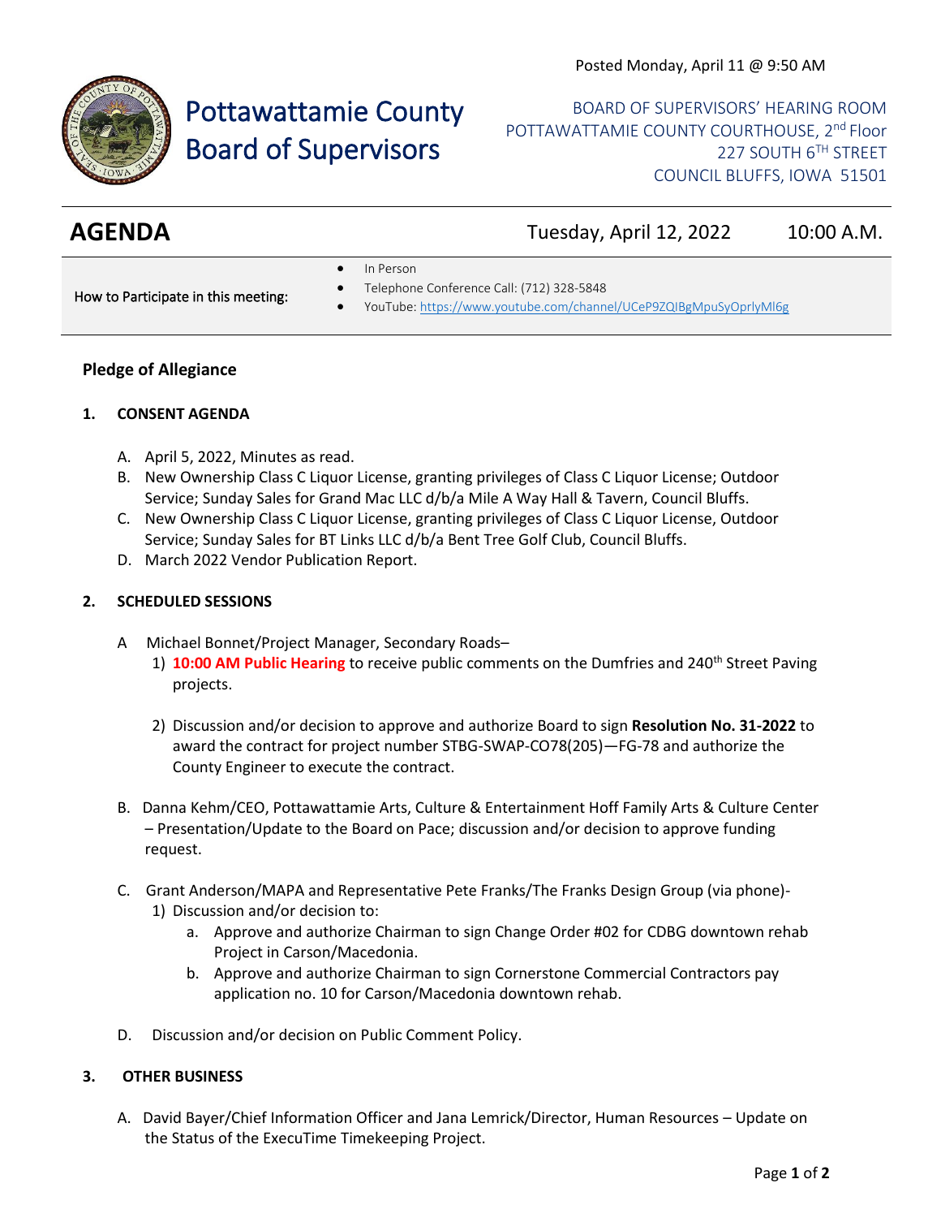Posted Monday, April 11 @ 9:50 AM

# Pottawattamie County Board of Supervisors

BOARD OF SUPERVISORS' HEARING ROOM
POTTAWATTAMIE COUNTY COURTHOUSE, 2nd Floor
227 SOUTH 6TH STREET
COUNCIL BLUFFS, IOWA 51501

## AGENDA

Tuesday, April 12, 2022 10:00 A.M.

How to Participate in this meeting:

- In Person
- Telephone Conference Call: (712) 328-5848
- YouTube: https://www.youtube.com/channel/UCeP9ZQIBgMpuSyOprlyMl6g

**Pledge of Allegiance**

**1. CONSENT AGENDA**

A. April 5, 2022, Minutes as read.
B. New Ownership Class C Liquor License, granting privileges of Class C Liquor License; Outdoor Service; Sunday Sales for Grand Mac LLC d/b/a Mile A Way Hall & Tavern, Council Bluffs.
C. New Ownership Class C Liquor License, granting privileges of Class C Liquor License, Outdoor Service; Sunday Sales for BT Links LLC d/b/a Bent Tree Golf Club, Council Bluffs.
D. March 2022 Vendor Publication Report.

**2. SCHEDULED SESSIONS**

A Michael Bonnet/Project Manager, Secondary Roads–
1) **10:00 AM Public Hearing** to receive public comments on the Dumfries and 240th Street Paving projects.

2) Discussion and/or decision to approve and authorize Board to sign **Resolution No. 31-2022** to award the contract for project number STBG-SWAP-CO78(205)—FG-78 and authorize the County Engineer to execute the contract.

B. Danna Kehm/CEO, Pottawattamie Arts, Culture & Entertainment Hoff Family Arts & Culture Center – Presentation/Update to the Board on Pace; discussion and/or decision to approve funding request.

C. Grant Anderson/MAPA and Representative Pete Franks/The Franks Design Group (via phone)-
1) Discussion and/or decision to:
a. Approve and authorize Chairman to sign Change Order #02 for CDBG downtown rehab Project in Carson/Macedonia.
b. Approve and authorize Chairman to sign Cornerstone Commercial Contractors pay application no. 10 for Carson/Macedonia downtown rehab.

D. Discussion and/or decision on Public Comment Policy.

**3. OTHER BUSINESS**

A. David Bayer/Chief Information Officer and Jana Lemrick/Director, Human Resources – Update on the Status of the ExecuTime Timekeeping Project.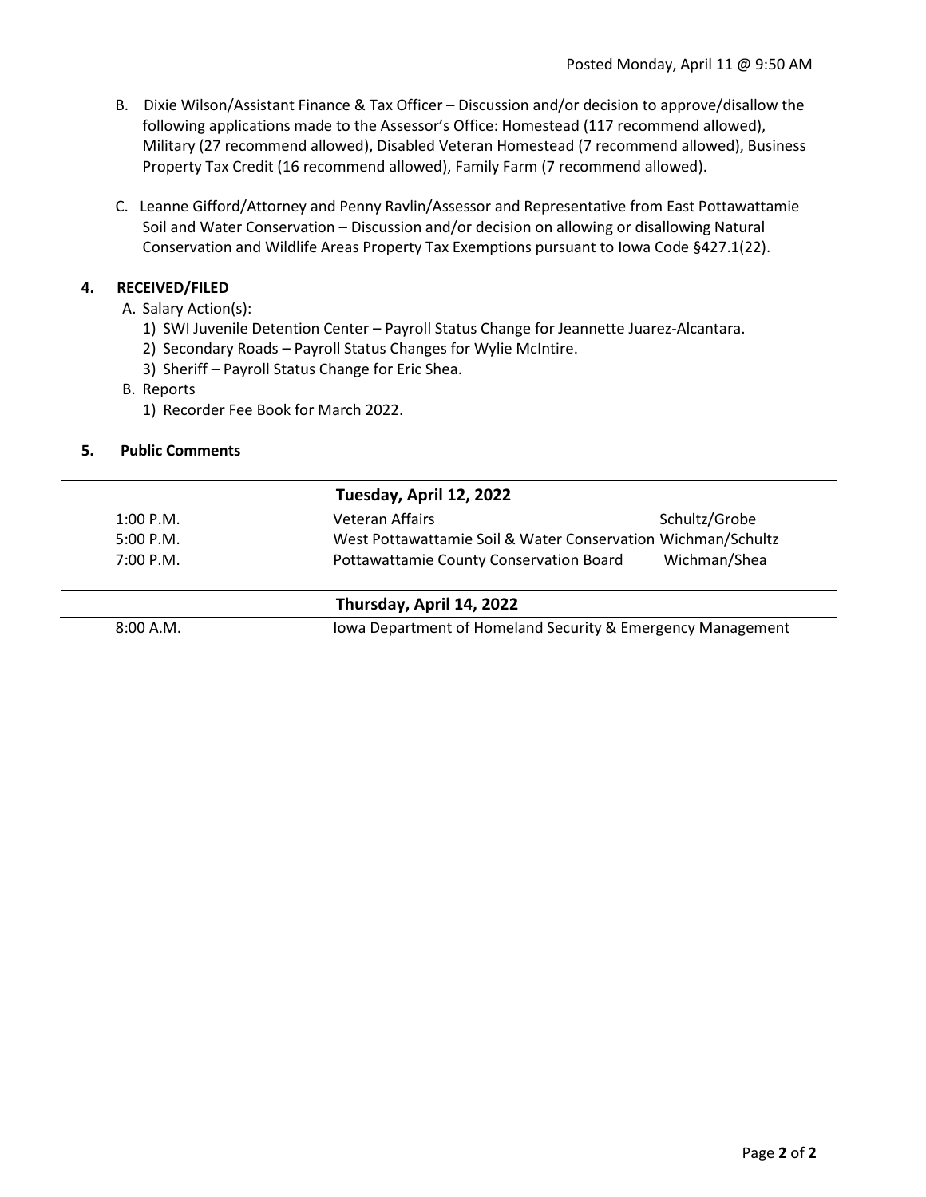Posted Monday, April 11 @ 9:50 AM

B. Dixie Wilson/Assistant Finance & Tax Officer – Discussion and/or decision to approve/disallow the following applications made to the Assessor's Office: Homestead (117 recommend allowed), Military (27 recommend allowed), Disabled Veteran Homestead (7 recommend allowed), Business Property Tax Credit (16 recommend allowed), Family Farm (7 recommend allowed).

C. Leanne Gifford/Attorney and Penny Ravlin/Assessor and Representative from East Pottawattamie Soil and Water Conservation – Discussion and/or decision on allowing or disallowing Natural Conservation and Wildlife Areas Property Tax Exemptions pursuant to Iowa Code §427.1(22).

**4. RECEIVED/FILED**

A. Salary Action(s):
   1) SWI Juvenile Detention Center – Payroll Status Change for Jeannette Juarez-Alcantara.
   2) Secondary Roads – Payroll Status Changes for Wylie McIntire.
   3) Sheriff – Payroll Status Change for Eric Shea.

B. Reports
   1) Recorder Fee Book for March 2022.

**5. Public Comments**

| | | |
|---|---|---|
| | **Tuesday, April 12, 2022** | |
| 1:00 P.M. | Veteran Affairs | Schultz/Grobe |
| 5:00 P.M. | West Pottawattamie Soil & Water Conservation | Wichman/Schultz |
| 7:00 P.M. | Pottawattamie County Conservation Board | Wichman/Shea |
| | **Thursday, April 14, 2022** | |
| 8:00 A.M. | Iowa Department of Homeland Security & Emergency Management | |